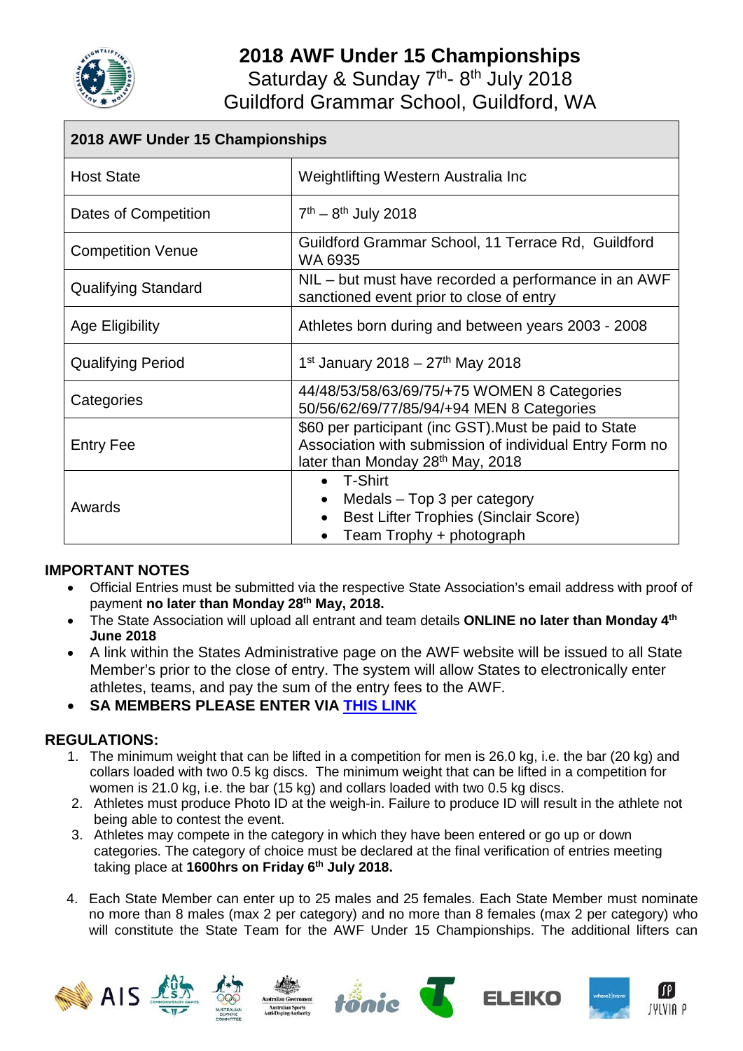# 2018 AWF Under 15 Championships

Saturday & Sunday 7th- 8th July 2018

Guildford Grammar School, Guildford, WA

| 2018 AWF Under 15 Championships | |
|---|---|
| Host State | Weightlifting Western Australia Inc |
| Dates of Competition | 7th – 8th July 2018 |
| Competition Venue | Guildford Grammar School, 11 Terrace Rd, Guildford WA 6935 |
| Qualifying Standard | NIL – but must have recorded a performance in an AWF sanctioned event prior to close of entry |
| Age Eligibility | Athletes born during and between years 2003 - 2008 |
| Qualifying Period | 1st January 2018 – 27th May 2018 |
| Categories | 44/48/53/58/63/69/75/+75 WOMEN 8 Categories<br>50/56/62/69/77/85/94/+94 MEN 8 Categories |
| Entry Fee | $60 per participant (inc GST).Must be paid to State Association with submission of individual Entry Form no later than Monday 28th May, 2018 |
| Awards | • T-Shirt<br>• Medals – Top 3 per category<br>• Best Lifter Trophies (Sinclair Score)<br>• Team Trophy + photograph |

## IMPORTANT NOTES

- Official Entries must be submitted via the respective State Association's email address with proof of payment **no later than Monday 28th May, 2018.**
- The State Association will upload all entrant and team details **ONLINE no later than Monday 4th June 2018**
- A link within the States Administrative page on the AWF website will be issued to all State Member's prior to the close of entry. The system will allow States to electronically enter athletes, teams, and pay the sum of the entry fees to the AWF.
- **SA MEMBERS PLEASE ENTER VIA THIS LINK**

## REGULATIONS:

1. The minimum weight that can be lifted in a competition for men is 26.0 kg, i.e. the bar (20 kg) and collars loaded with two 0.5 kg discs. The minimum weight that can be lifted in a competition for women is 21.0 kg, i.e. the bar (15 kg) and collars loaded with two 0.5 kg discs.
2. Athletes must produce Photo ID at the weigh-in. Failure to produce ID will result in the athlete not being able to contest the event.
3. Athletes may compete in the category in which they have been entered or go up or down categories. The category of choice must be declared at the final verification of entries meeting taking place at **1600hrs on Friday 6th July 2018.**
4. Each State Member can enter up to 25 males and 25 females. Each State Member must nominate no more than 8 males (max 2 per category) and no more than 8 females (max 2 per category) who will constitute the State Team for the AWF Under 15 Championships. The additional lifters can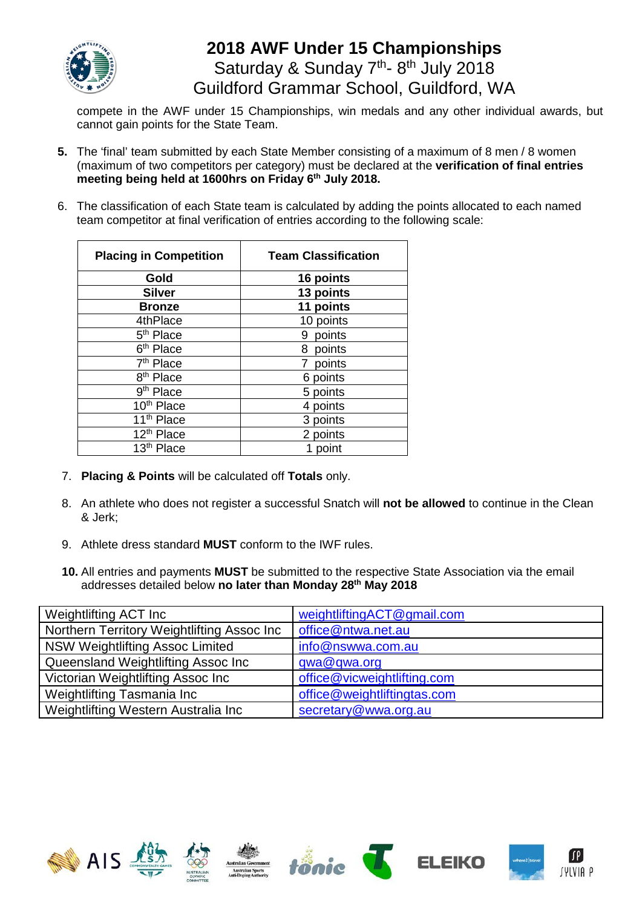compete in the AWF under 15 Championships, win medals and any other individual awards, but cannot gain points for the State Team.

**5.** The 'final' team submitted by each State Member consisting of a maximum of 8 men / 8 women (maximum of two competitors per category) must be declared at the **verification of final entries meeting being held at 1600hrs on Friday 6th July 2018.**

6. The classification of each State team is calculated by adding the points allocated to each named team competitor at final verification of entries according to the following scale:

| Placing in Competition | Team Classification |
|---|---|
| **Gold** | **16 points** |
| **Silver** | **13 points** |
| **Bronze** | **11 points** |
| 4thPlace | 10 points |
| 5th Place | 9 points |
| 6th Place | 8 points |
| 7th Place | 7 points |
| 8th Place | 6 points |
| 9th Place | 5 points |
| 10th Place | 4 points |
| 11th Place | 3 points |
| 12th Place | 2 points |
| 13th Place | 1 point |

7. **Placing & Points** will be calculated off **Totals** only.

8. An athlete who does not register a successful Snatch will **not be allowed** to continue in the Clean & Jerk;

9. Athlete dress standard **MUST** conform to the IWF rules.

**10.** All entries and payments **MUST** be submitted to the respective State Association via the email addresses detailed below **no later than Monday 28th May 2018**

| | |
|---|---|
| Weightlifting ACT Inc | weightliftingACT@gmail.com |
| Northern Territory Weightlifting Assoc Inc | office@ntwa.net.au |
| NSW Weightlifting Assoc Limited | info@nswwa.com.au |
| Queensland Weightlifting Assoc Inc | qwa@qwa.org |
| Victorian Weightlifting Assoc Inc | office@vicweightlifting.com |
| Weightlifting Tasmania Inc | office@weightliftingtas.com |
| Weightlifting Western Australia Inc | secretary@wwa.org.au |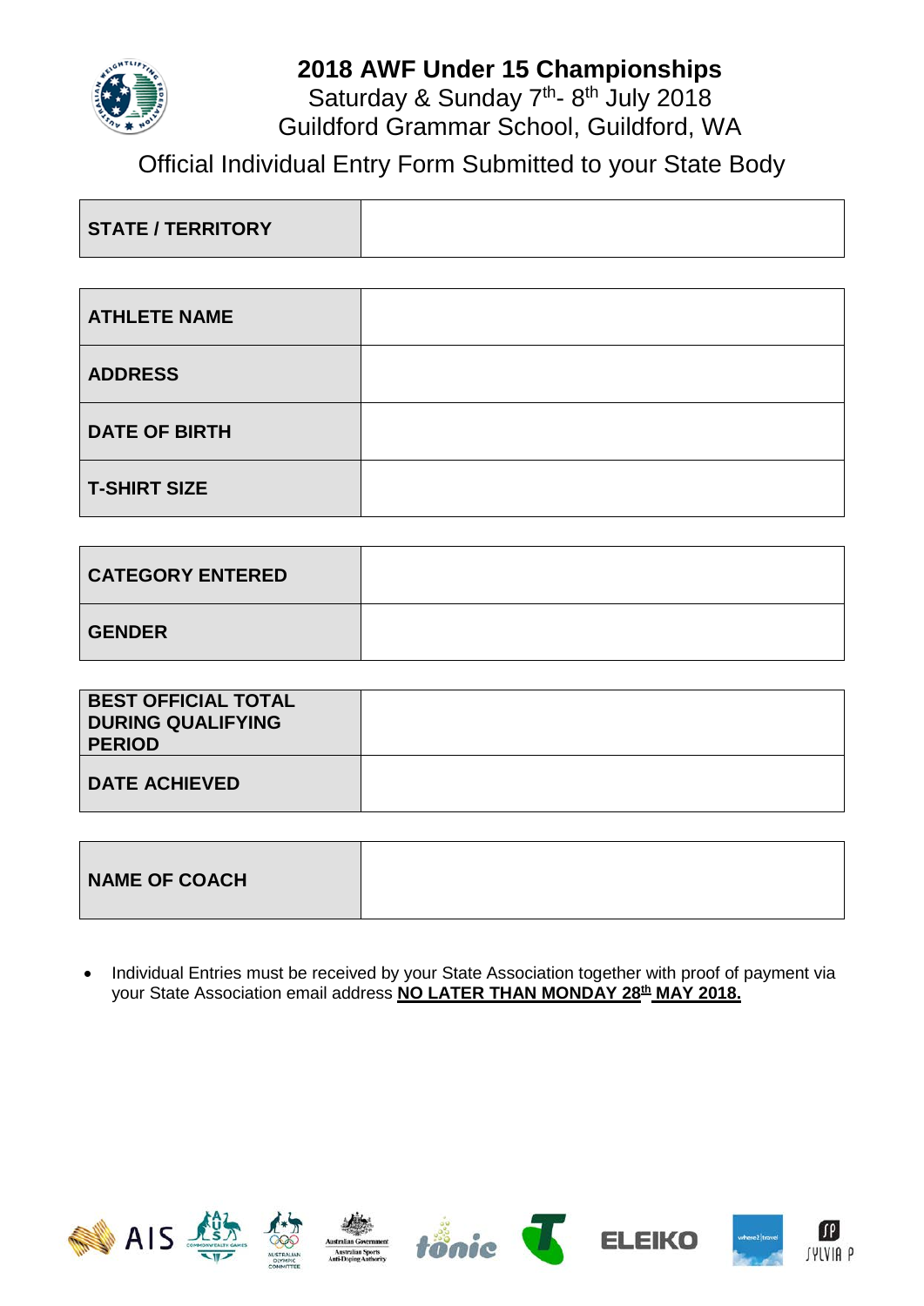# 2018 AWF Under 15 Championships

Saturday & Sunday 7th- 8th July 2018

Guildford Grammar School, Guildford, WA

## Official Individual Entry Form Submitted to your State Body

| | |
|---|---|
| **STATE / TERRITORY** | |

| | |
|---|---|
| **ATHLETE NAME** | |
| **ADDRESS** | |
| **DATE OF BIRTH** | |
| **T-SHIRT SIZE** | |

| | |
|---|---|
| **CATEGORY ENTERED** | |
| **GENDER** | |

| | |
|---|---|
| **BEST OFFICIAL TOTAL DURING QUALIFYING PERIOD** | |
| **DATE ACHIEVED** | |

| | |
|---|---|
| **NAME OF COACH** | |

- Individual Entries must be received by your State Association together with proof of payment via your State Association email address **NO LATER THAN MONDAY 28th MAY 2018.**